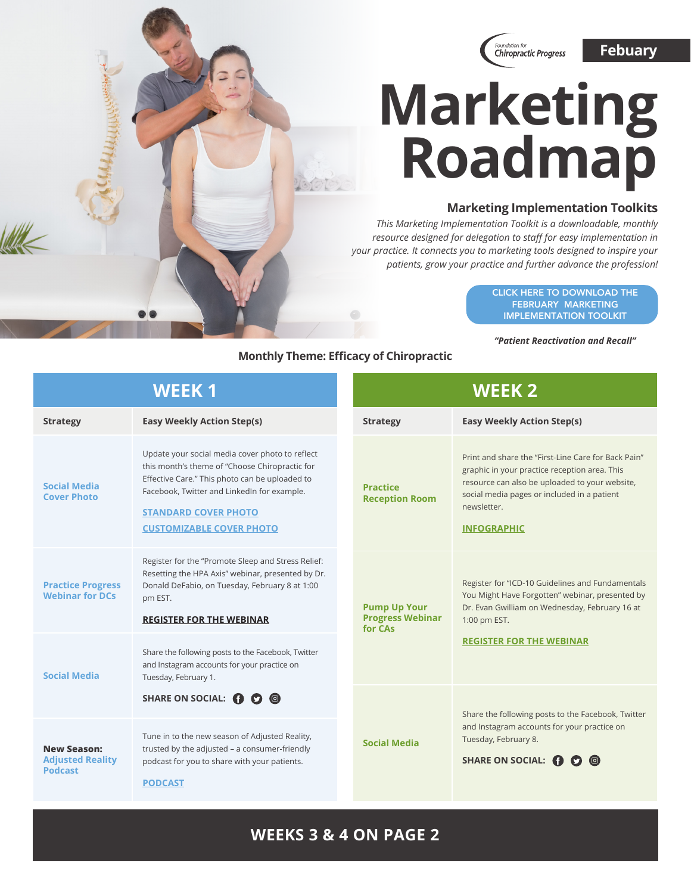Foundation for Chiropractic Progress

**Febuary**

# Marketing Roadmap

## Marketing Implementation Toolkits

*This Marketing Implementation Toolkit is a downloadable, monthly resource designed for delegation to staff for easy implementation in your practice. It connects you to marketing tools designed to inspire your patients, grow your practice and further advance the profession!*

CLICK HERE TO DOWNLOAD THE FEBRUARY MARKETING IMPLEMENTATION TOOLKIT

***"Patient Reactivation and Recall"***

**Monthly Theme: Efficacy of Chiropractic**

## WEEK 1

| Strategy | Easy Weekly Action Step(s) |
|---|---|
| **Social Media Cover Photo** | Update your social media cover photo to reflect this month's theme of "Choose Chiropractic for Effective Care." This photo can be uploaded to Facebook, Twitter and LinkedIn for example. **STANDARD COVER PHOTO** **CUSTOMIZABLE COVER PHOTO** |
| **Practice Progress Webinar for DCs** | Register for the "Promote Sleep and Stress Relief: Resetting the HPA Axis" webinar, presented by Dr. Donald DeFabio, on Tuesday, February 8 at 1:00 pm EST. **REGISTER FOR THE WEBINAR** |
| **Social Media** | Share the following posts to the Facebook, Twitter and Instagram accounts for your practice on Tuesday, February 1. **SHARE ON SOCIAL:** |
| **New Season: Adjusted Reality Podcast** | Tune in to the new season of Adjusted Reality, trusted by the adjusted – a consumer-friendly podcast for you to share with your patients. **PODCAST** |

## WEEK 2

| Strategy | Easy Weekly Action Step(s) |
|---|---|
| **Practice Reception Room** | Print and share the "First-Line Care for Back Pain" graphic in your practice reception area. This resource can also be uploaded to your website, social media pages or included in a patient newsletter. **INFOGRAPHIC** |
| **Pump Up Your Progress Webinar for CAs** | Register for "ICD-10 Guidelines and Fundamentals You Might Have Forgotten" webinar, presented by Dr. Evan Gwilliam on Wednesday, February 16 at 1:00 pm EST. **REGISTER FOR THE WEBINAR** |
| **Social Media** | Share the following posts to the Facebook, Twitter and Instagram accounts for your practice on Tuesday, February 8. **SHARE ON SOCIAL:** |

**WEEKS 3 & 4 ON PAGE 2**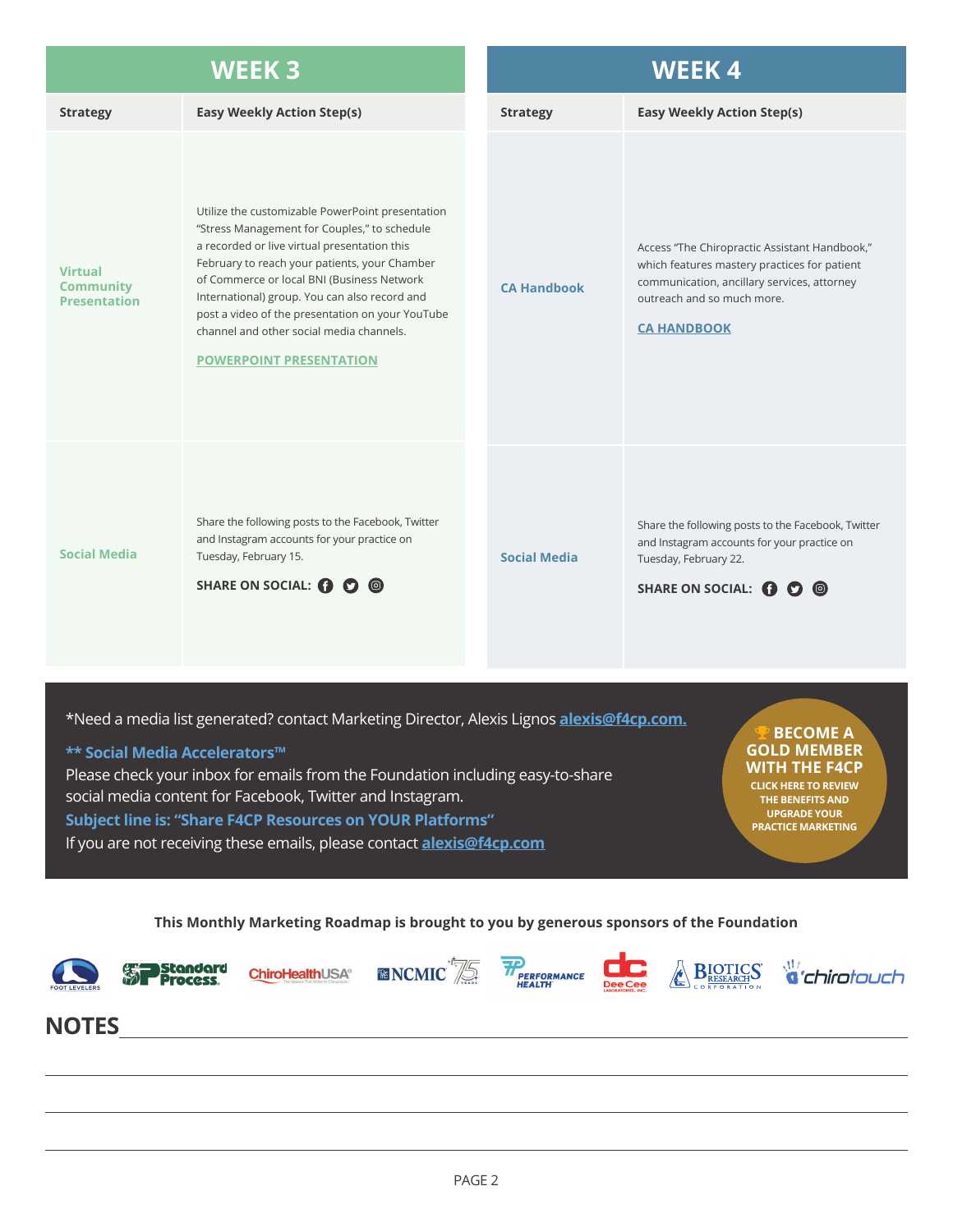## WEEK 3

| Strategy | Easy Weekly Action Step(s) |
| --- | --- |
| Virtual Community Presentation | Utilize the customizable PowerPoint presentation "Stress Management for Couples," to schedule a recorded or live virtual presentation this February to reach your patients, your Chamber of Commerce or local BNI (Business Network International) group. You can also record and post a video of the presentation on your YouTube channel and other social media channels. **POWERPOINT PRESENTATION** |
| Social Media | Share the following posts to the Facebook, Twitter and Instagram accounts for your practice on Tuesday, February 15. **SHARE ON SOCIAL:** |

## WEEK 4

| Strategy | Easy Weekly Action Step(s) |
| --- | --- |
| CA Handbook | Access "The Chiropractic Assistant Handbook," which features mastery practices for patient communication, ancillary services, attorney outreach and so much more. **CA HANDBOOK** |
| Social Media | Share the following posts to the Facebook, Twitter and Instagram accounts for your practice on Tuesday, February 22. **SHARE ON SOCIAL:** |

*Need a media list generated? contact Marketing Director, Alexis Lignos **alexis@f4cp.com.**

**** Social Media Accelerators™**

Please check your inbox for emails from the Foundation including easy-to-share social media content for Facebook, Twitter and Instagram.

**Subject line is: "Share F4CP Resources on YOUR Platforms"**

If you are not receiving these emails, please contact **alexis@f4cp.com**

**BECOME A GOLD MEMBER WITH THE F4CP**

**CLICK HERE TO REVIEW THE BENEFITS AND UPGRADE YOUR PRACTICE MARKETING**

**This Monthly Marketing Roadmap is brought to you by generous sponsors of the Foundation**

FOOT LEVELERS · Standard Process · ChiroHealthUSA · NCMIC 75 · PERFORMANCE HEALTH · DeeCee Laboratories, Inc. · Biotics Research Corporation · chirotouch

## NOTES